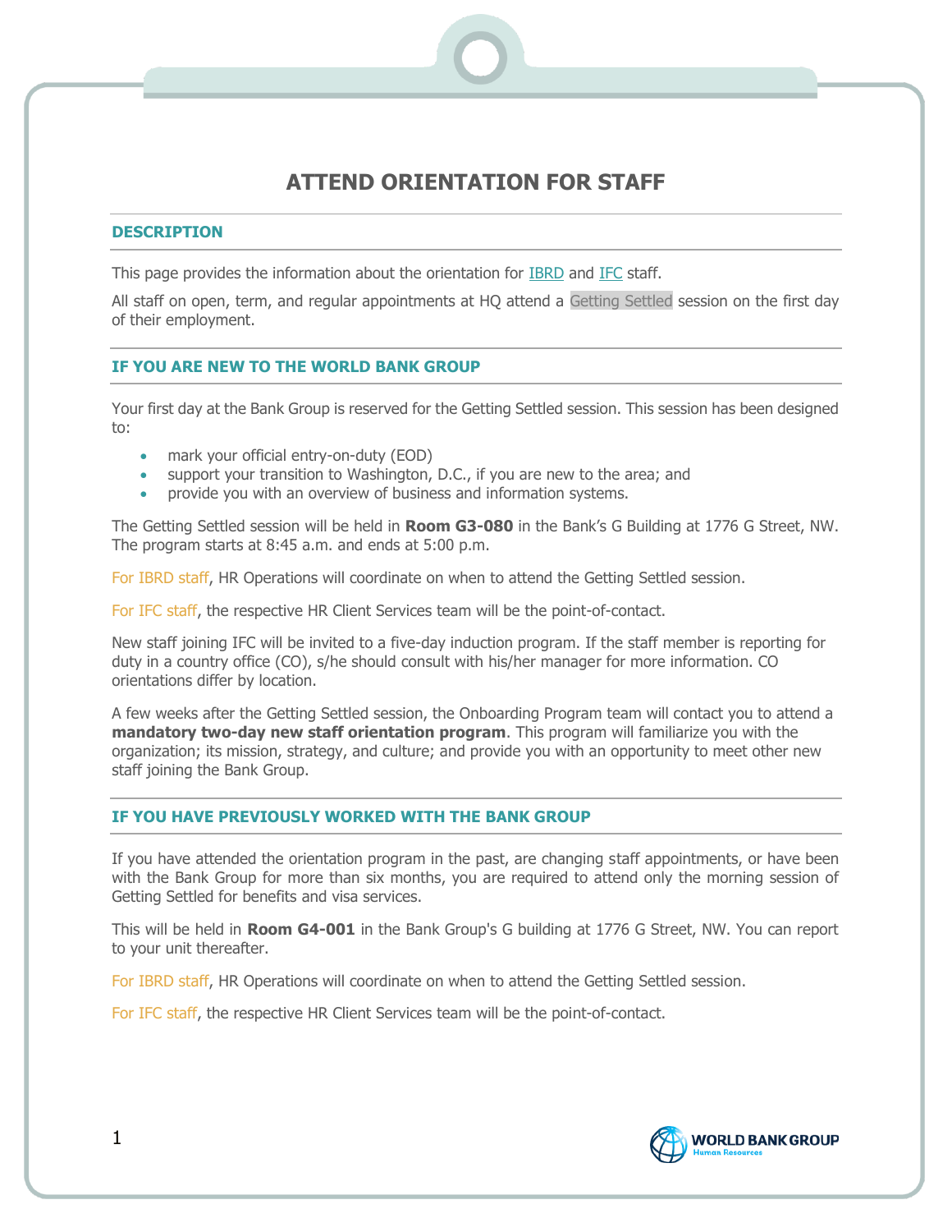# ATTEND ORIENTATION FOR STAFF

## DESCRIPTION

This page provides the information about the orientation for IBRD and IFC staff.

All staff on open, term, and regular appointments at HQ attend a Getting Settled session on the first day of their employment.

## IF YOU ARE NEW TO THE WORLD BANK GROUP

Your first day at the Bank Group is reserved for the Getting Settled session. This session has been designed to:

- mark your official entry-on-duty (EOD)
- support your transition to Washington, D.C., if you are new to the area; and
- provide you with an overview of business and information systems.

The Getting Settled session will be held in **Room G3-080** in the Bank's G Building at 1776 G Street, NW. The program starts at 8:45 a.m. and ends at 5:00 p.m.

For IBRD staff, HR Operations will coordinate on when to attend the Getting Settled session.

For IFC staff, the respective HR Client Services team will be the point-of-contact.

New staff joining IFC will be invited to a five-day induction program. If the staff member is reporting for duty in a country office (CO), s/he should consult with his/her manager for more information. CO orientations differ by location.

A few weeks after the Getting Settled session, the Onboarding Program team will contact you to attend a **mandatory two-day new staff orientation program**. This program will familiarize you with the organization; its mission, strategy, and culture; and provide you with an opportunity to meet other new staff joining the Bank Group.

## IF YOU HAVE PREVIOUSLY WORKED WITH THE BANK GROUP

If you have attended the orientation program in the past, are changing staff appointments, or have been with the Bank Group for more than six months, you are required to attend only the morning session of Getting Settled for benefits and visa services.

This will be held in **Room G4-001** in the Bank Group's G building at 1776 G Street, NW. You can report to your unit thereafter.

For IBRD staff, HR Operations will coordinate on when to attend the Getting Settled session.

For IFC staff, the respective HR Client Services team will be the point-of-contact.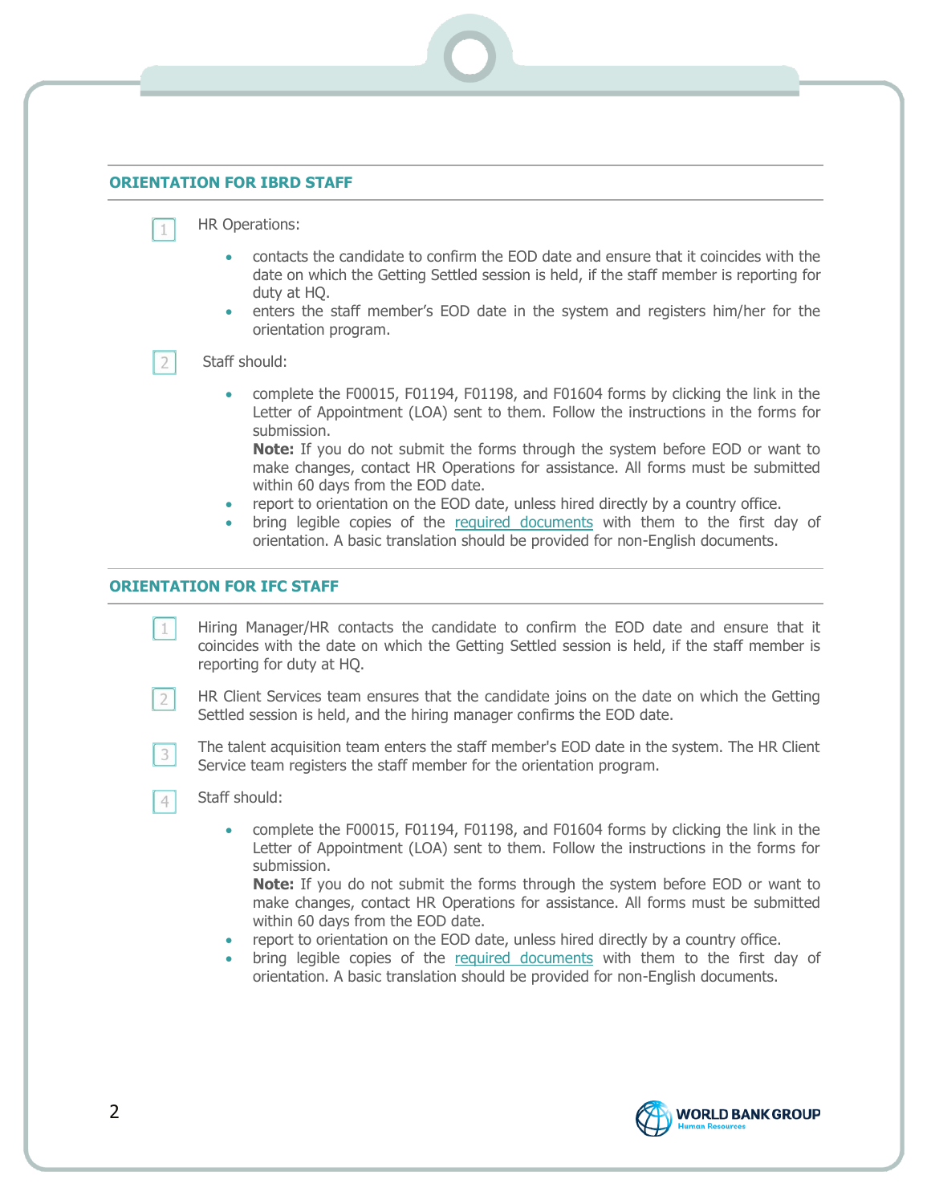## ORIENTATION FOR IBRD STAFF

1. HR Operations:

   - contacts the candidate to confirm the EOD date and ensure that it coincides with the date on which the Getting Settled session is held, if the staff member is reporting for duty at HQ.
   - enters the staff member's EOD date in the system and registers him/her for the orientation program.

2. Staff should:

   - complete the F00015, F01194, F01198, and F01604 forms by clicking the link in the Letter of Appointment (LOA) sent to them. Follow the instructions in the forms for submission.
     **Note:** If you do not submit the forms through the system before EOD or want to make changes, contact HR Operations for assistance. All forms must be submitted within 60 days from the EOD date.
   - report to orientation on the EOD date, unless hired directly by a country office.
   - bring legible copies of the required documents with them to the first day of orientation. A basic translation should be provided for non-English documents.

## ORIENTATION FOR IFC STAFF

1. Hiring Manager/HR contacts the candidate to confirm the EOD date and ensure that it coincides with the date on which the Getting Settled session is held, if the staff member is reporting for duty at HQ.

2. HR Client Services team ensures that the candidate joins on the date on which the Getting Settled session is held, and the hiring manager confirms the EOD date.

3. The talent acquisition team enters the staff member's EOD date in the system. The HR Client Service team registers the staff member for the orientation program.

4. Staff should:

   - complete the F00015, F01194, F01198, and F01604 forms by clicking the link in the Letter of Appointment (LOA) sent to them. Follow the instructions in the forms for submission.
     **Note:** If you do not submit the forms through the system before EOD or want to make changes, contact HR Operations for assistance. All forms must be submitted within 60 days from the EOD date.
   - report to orientation on the EOD date, unless hired directly by a country office.
   - bring legible copies of the required documents with them to the first day of orientation. A basic translation should be provided for non-English documents.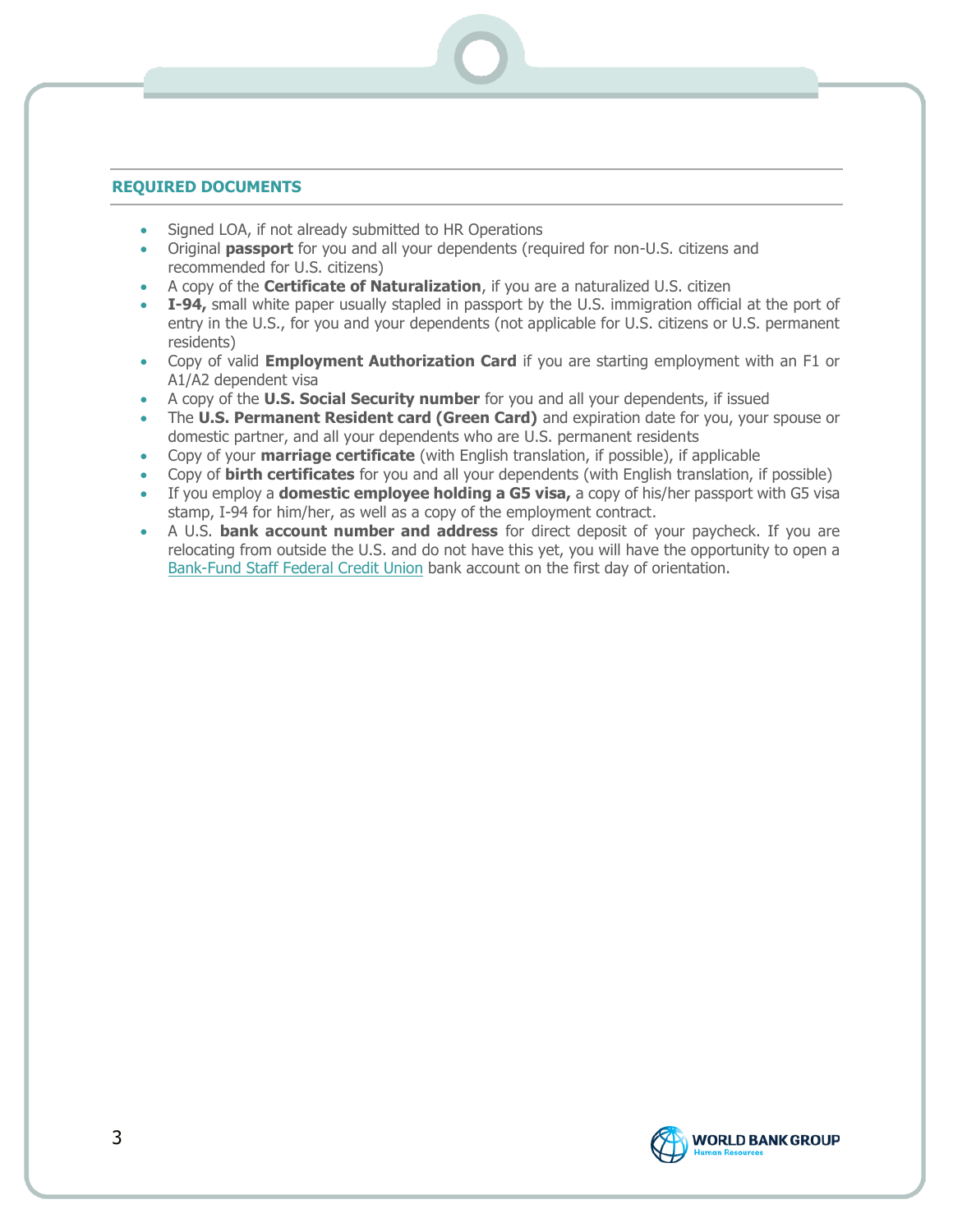## REQUIRED DOCUMENTS

- Signed LOA, if not already submitted to HR Operations
- Original **passport** for you and all your dependents (required for non-U.S. citizens and recommended for U.S. citizens)
- A copy of the **Certificate of Naturalization**, if you are a naturalized U.S. citizen
- **I-94,** small white paper usually stapled in passport by the U.S. immigration official at the port of entry in the U.S., for you and your dependents (not applicable for U.S. citizens or U.S. permanent residents)
- Copy of valid **Employment Authorization Card** if you are starting employment with an F1 or A1/A2 dependent visa
- A copy of the **U.S. Social Security number** for you and all your dependents, if issued
- The **U.S. Permanent Resident card (Green Card)** and expiration date for you, your spouse or domestic partner, and all your dependents who are U.S. permanent residents
- Copy of your **marriage certificate** (with English translation, if possible), if applicable
- Copy of **birth certificates** for you and all your dependents (with English translation, if possible)
- If you employ a **domestic employee holding a G5 visa,** a copy of his/her passport with G5 visa stamp, I-94 for him/her, as well as a copy of the employment contract.
- A U.S. **bank account number and address** for direct deposit of your paycheck. If you are relocating from outside the U.S. and do not have this yet, you will have the opportunity to open a Bank-Fund Staff Federal Credit Union bank account on the first day of orientation.